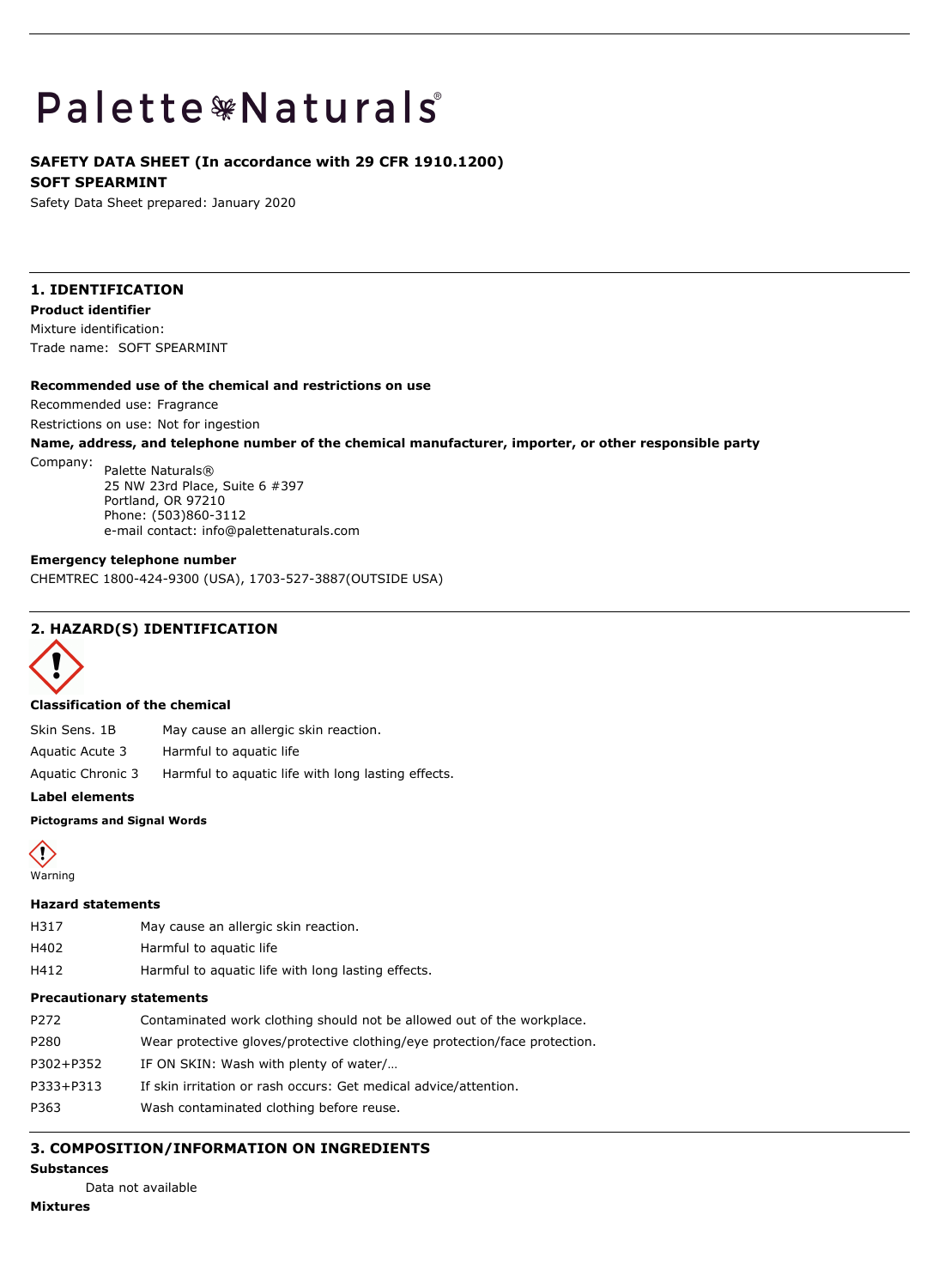# Palette Naturals®

**SAFETY DATA SHEET (In accordance with 29 CFR 1910.1200)**

**SOFT SPEARMINT**

Safety Data Sheet prepared: January 2020

## 1. IDENTIFICATION

**Product identifier**

Mixture identification:

Trade name: SOFT SPEARMINT

**Recommended use of the chemical and restrictions on use**

Recommended use: Fragrance

Restrictions on use: Not for ingestion

**Name, address, and telephone number of the chemical manufacturer, importer, or other responsible party**

Company:
Palette Naturals®
25 NW 23rd Place, Suite 6 #397
Portland, OR 97210
Phone: (503)860-3112
e-mail contact: info@palettenaturals.com

**Emergency telephone number**

CHEMTREC 1800-424-9300 (USA), 1703-527-3887(OUTSIDE USA)

## 2. HAZARD(S) IDENTIFICATION

**Classification of the chemical**

| | |
|---|---|
| Skin Sens. 1B | May cause an allergic skin reaction. |
| Aquatic Acute 3 | Harmful to aquatic life |
| Aquatic Chronic 3 | Harmful to aquatic life with long lasting effects. |

**Label elements**

**Pictograms and Signal Words**

Warning

**Hazard statements**

| | |
|---|---|
| H317 | May cause an allergic skin reaction. |
| H402 | Harmful to aquatic life |
| H412 | Harmful to aquatic life with long lasting effects. |

**Precautionary statements**

| | |
|---|---|
| P272 | Contaminated work clothing should not be allowed out of the workplace. |
| P280 | Wear protective gloves/protective clothing/eye protection/face protection. |
| P302+P352 | IF ON SKIN: Wash with plenty of water/… |
| P333+P313 | If skin irritation or rash occurs: Get medical advice/attention. |
| P363 | Wash contaminated clothing before reuse. |

## 3. COMPOSITION/INFORMATION ON INGREDIENTS

**Substances**

Data not available

**Mixtures**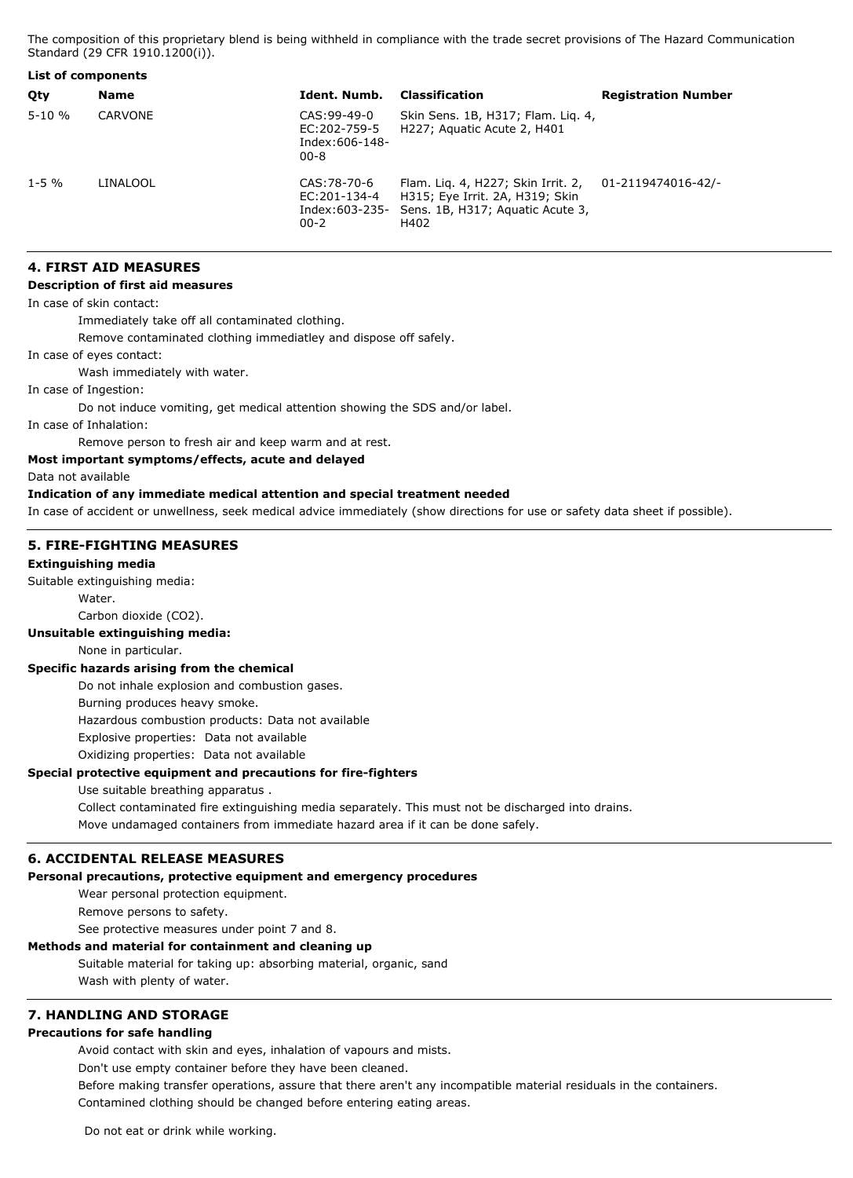The composition of this proprietary blend is being withheld in compliance with the trade secret provisions of The Hazard Communication Standard (29 CFR 1910.1200(i)).

**List of components**

| Qty | Name | Ident. Numb. | Classification | Registration Number |
|---|---|---|---|---|
| 5-10 % | CARVONE | CAS:99-49-0 EC:202-759-5 Index:606-148-00-8 | Skin Sens. 1B, H317; Flam. Liq. 4, H227; Aquatic Acute 2, H401 | |
| 1-5 % | LINALOOL | CAS:78-70-6 EC:201-134-4 Index:603-235-00-2 | Flam. Liq. 4, H227; Skin Irrit. 2, H315; Eye Irrit. 2A, H319; Skin Sens. 1B, H317; Aquatic Acute 3, H402 | 01-2119474016-42/- |

## 4. FIRST AID MEASURES

**Description of first aid measures**

In case of skin contact:

Immediately take off all contaminated clothing.

Remove contaminated clothing immediatley and dispose off safely.

In case of eyes contact:

Wash immediately with water.

In case of Ingestion:

Do not induce vomiting, get medical attention showing the SDS and/or label.

In case of Inhalation:

Remove person to fresh air and keep warm and at rest.

**Most important symptoms/effects, acute and delayed**

Data not available

**Indication of any immediate medical attention and special treatment needed**

In case of accident or unwellness, seek medical advice immediately (show directions for use or safety data sheet if possible).

## 5. FIRE-FIGHTING MEASURES

**Extinguishing media**

Suitable extinguishing media:

Water.

Carbon dioxide ($CO_2$).

**Unsuitable extinguishing media:**

None in particular.

**Specific hazards arising from the chemical**

Do not inhale explosion and combustion gases.

Burning produces heavy smoke.

Hazardous combustion products: Data not available

Explosive properties: Data not available

Oxidizing properties: Data not available

**Special protective equipment and precautions for fire-fighters**

Use suitable breathing apparatus .

Collect contaminated fire extinguishing media separately. This must not be discharged into drains.

Move undamaged containers from immediate hazard area if it can be done safely.

## 6. ACCIDENTAL RELEASE MEASURES

**Personal precautions, protective equipment and emergency procedures**

Wear personal protection equipment.

Remove persons to safety.

See protective measures under point 7 and 8.

**Methods and material for containment and cleaning up**

Suitable material for taking up: absorbing material, organic, sand

Wash with plenty of water.

## 7. HANDLING AND STORAGE

**Precautions for safe handling**

Avoid contact with skin and eyes, inhalation of vapours and mists.

Don't use empty container before they have been cleaned.

Before making transfer operations, assure that there aren't any incompatible material residuals in the containers.

Contamined clothing should be changed before entering eating areas.

Do not eat or drink while working.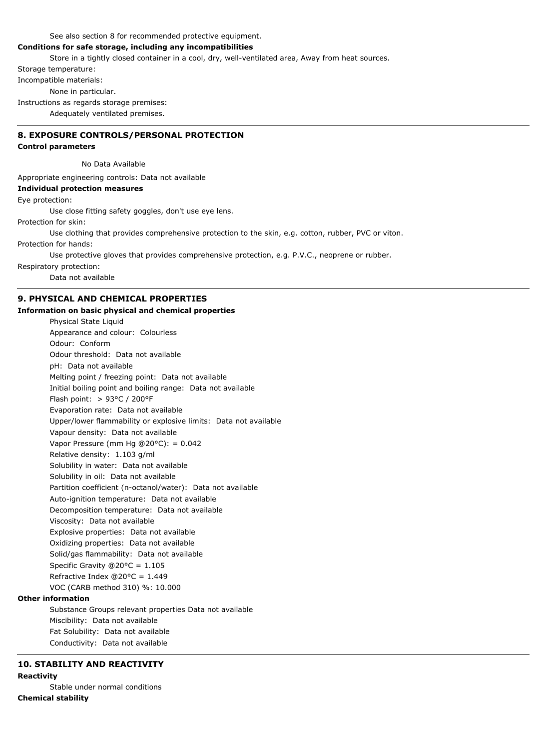See also section 8 for recommended protective equipment.

**Conditions for safe storage, including any incompatibilities**

Store in a tightly closed container in a cool, dry, well-ventilated area, Away from heat sources.

Storage temperature:

Incompatible materials:

None in particular.

Instructions as regards storage premises:

Adequately ventilated premises.

## 8. EXPOSURE CONTROLS/PERSONAL PROTECTION

**Control parameters**

No Data Available

Appropriate engineering controls: Data not available

**Individual protection measures**

Eye protection:

Use close fitting safety goggles, don't use eye lens.

Protection for skin:

Use clothing that provides comprehensive protection to the skin, e.g. cotton, rubber, PVC or viton.

Protection for hands:

Use protective gloves that provides comprehensive protection, e.g. P.V.C., neoprene or rubber.

Respiratory protection:

Data not available

## 9. PHYSICAL AND CHEMICAL PROPERTIES

**Information on basic physical and chemical properties**

Physical State Liquid
Appearance and colour: Colourless
Odour: Conform
Odour threshold: Data not available
pH: Data not available
Melting point / freezing point: Data not available
Initial boiling point and boiling range: Data not available
Flash point: > 93°C / 200°F
Evaporation rate: Data not available
Upper/lower flammability or explosive limits: Data not available
Vapour density: Data not available
Vapor Pressure (mm Hg @20°C): = 0.042
Relative density: 1.103 g/ml
Solubility in water: Data not available
Solubility in oil: Data not available
Partition coefficient (n-octanol/water): Data not available
Auto-ignition temperature: Data not available
Decomposition temperature: Data not available
Viscosity: Data not available
Explosive properties: Data not available
Oxidizing properties: Data not available
Solid/gas flammability: Data not available
Specific Gravity @20°C = 1.105
Refractive Index @20°C = 1.449
VOC (CARB method 310) %: 10.000

**Other information**

Substance Groups relevant properties Data not available
Miscibility: Data not available
Fat Solubility: Data not available
Conductivity: Data not available

## 10. STABILITY AND REACTIVITY

**Reactivity**

Stable under normal conditions

**Chemical stability**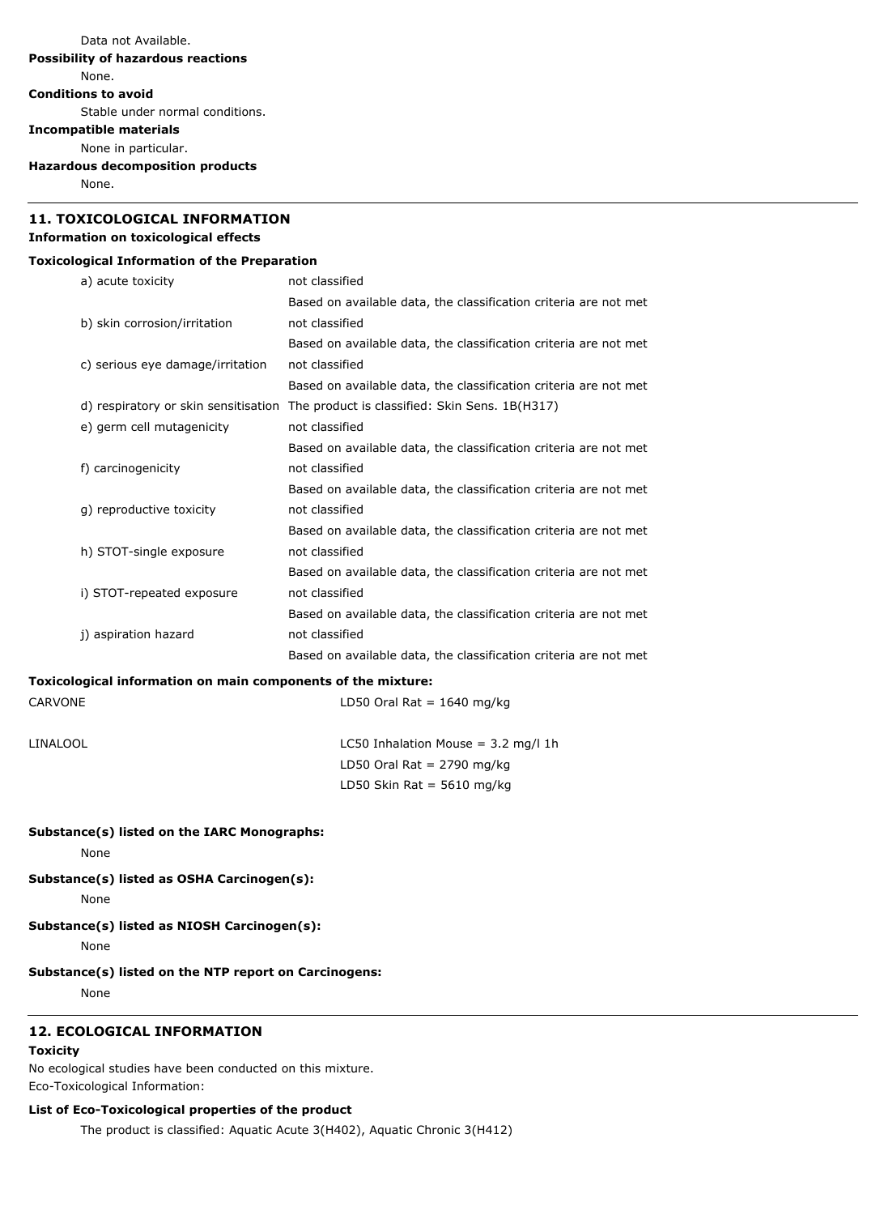Data not Available.

**Possibility of hazardous reactions**

None.

**Conditions to avoid**

Stable under normal conditions.

**Incompatible materials**

None in particular.

**Hazardous decomposition products**

None.

## 11. TOXICOLOGICAL INFORMATION

**Information on toxicological effects**

**Toxicological Information of the Preparation**

| | |
|---|---|
| a) acute toxicity | not classified<br>Based on available data, the classification criteria are not met |
| b) skin corrosion/irritation | not classified<br>Based on available data, the classification criteria are not met |
| c) serious eye damage/irritation | not classified<br>Based on available data, the classification criteria are not met |
| d) respiratory or skin sensitisation | The product is classified: Skin Sens. 1B(H317) |
| e) germ cell mutagenicity | not classified<br>Based on available data, the classification criteria are not met |
| f) carcinogenicity | not classified<br>Based on available data, the classification criteria are not met |
| g) reproductive toxicity | not classified<br>Based on available data, the classification criteria are not met |
| h) STOT-single exposure | not classified<br>Based on available data, the classification criteria are not met |
| i) STOT-repeated exposure | not classified<br>Based on available data, the classification criteria are not met |
| j) aspiration hazard | not classified<br>Based on available data, the classification criteria are not met |

**Toxicological information on main components of the mixture:**

| | |
|---|---|
| CARVONE | LD50 Oral Rat = 1640 mg/kg |
| LINALOOL | LC50 Inhalation Mouse = 3.2 mg/l 1h<br>LD50 Oral Rat = 2790 mg/kg<br>LD50 Skin Rat = 5610 mg/kg |

**Substance(s) listed on the IARC Monographs:**

None

**Substance(s) listed as OSHA Carcinogen(s):**

None

**Substance(s) listed as NIOSH Carcinogen(s):**

None

**Substance(s) listed on the NTP report on Carcinogens:**

None

## 12. ECOLOGICAL INFORMATION

**Toxicity**

No ecological studies have been conducted on this mixture.
Eco-Toxicological Information:

**List of Eco-Toxicological properties of the product**

The product is classified: Aquatic Acute 3(H402), Aquatic Chronic 3(H412)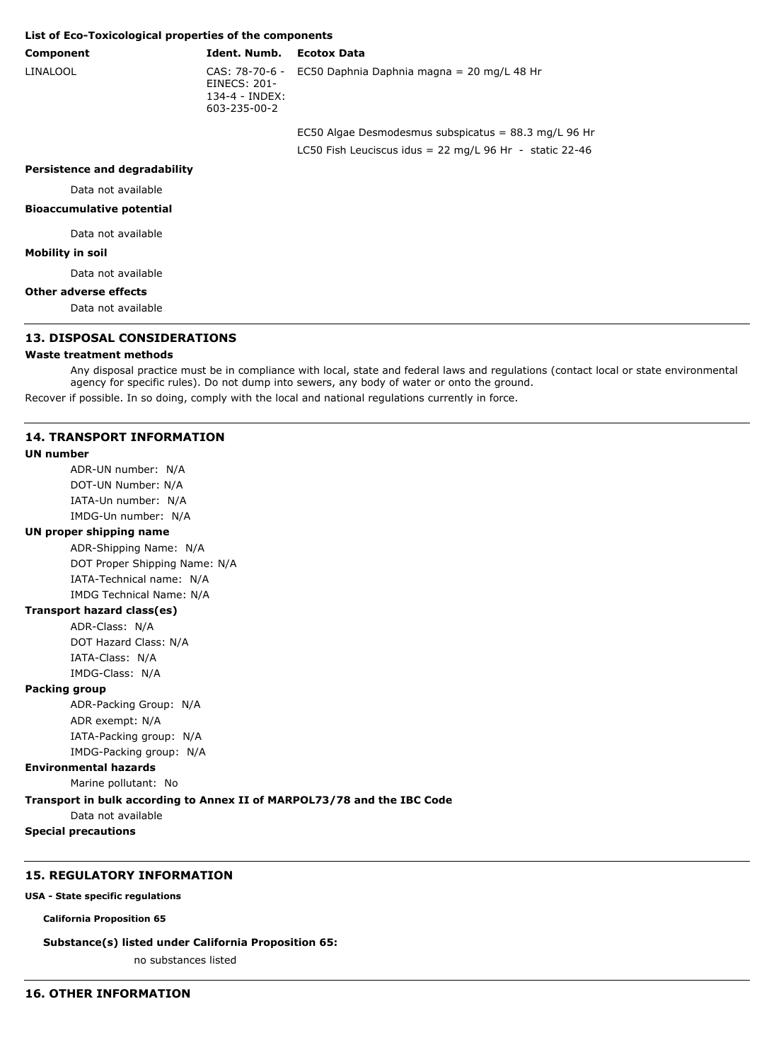**List of Eco-Toxicological properties of the components**

| Component | Ident. Numb. | Ecotox Data |
| --- | --- | --- |
| LINALOOL | CAS: 78-70-6 - EINECS: 201-134-4 - INDEX: 603-235-00-2 | EC50 Daphnia Daphnia magna = 20 mg/L 48 Hr |
| | | EC50 Algae Desmodesmus subspicatus = 88.3 mg/L 96 Hr |
| | | LC50 Fish Leuciscus idus = 22 mg/L 96 Hr - static 22-46 |

**Persistence and degradability**

Data not available

**Bioaccumulative potential**

Data not available

**Mobility in soil**

Data not available

**Other adverse effects**

Data not available

## 13. DISPOSAL CONSIDERATIONS

**Waste treatment methods**

Any disposal practice must be in compliance with local, state and federal laws and regulations (contact local or state environmental agency for specific rules). Do not dump into sewers, any body of water or onto the ground.

Recover if possible. In so doing, comply with the local and national regulations currently in force.

## 14. TRANSPORT INFORMATION

**UN number**

ADR-UN number: N/A
DOT-UN Number: N/A
IATA-Un number: N/A
IMDG-Un number: N/A

**UN proper shipping name**

ADR-Shipping Name: N/A
DOT Proper Shipping Name: N/A
IATA-Technical name: N/A
IMDG Technical Name: N/A

**Transport hazard class(es)**

ADR-Class: N/A
DOT Hazard Class: N/A
IATA-Class: N/A
IMDG-Class: N/A

**Packing group**

ADR-Packing Group: N/A
ADR exempt: N/A
IATA-Packing group: N/A
IMDG-Packing group: N/A

**Environmental hazards**

Marine pollutant: No

**Transport in bulk according to Annex II of MARPOL73/78 and the IBC Code**

Data not available

**Special precautions**

## 15. REGULATORY INFORMATION

**USA - State specific regulations**

**California Proposition 65**

**Substance(s) listed under California Proposition 65:**

no substances listed

## 16. OTHER INFORMATION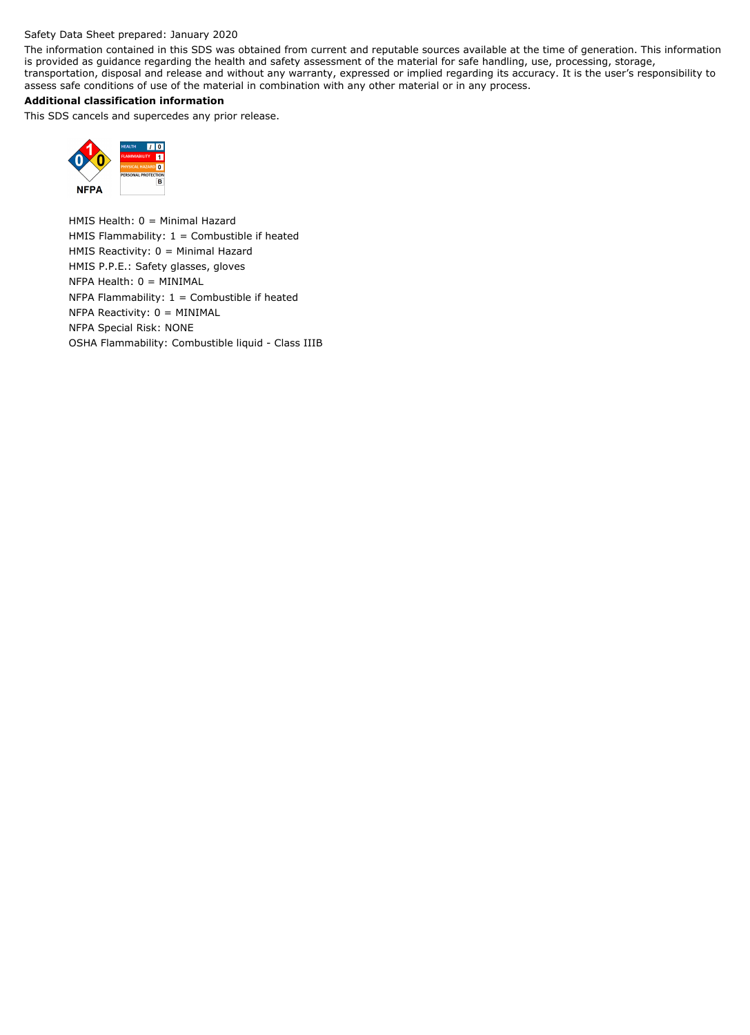Safety Data Sheet prepared: January 2020

The information contained in this SDS was obtained from current and reputable sources available at the time of generation. This information is provided as guidance regarding the health and safety assessment of the material for safe handling, use, processing, storage, transportation, disposal and release and without any warranty, expressed or implied regarding its accuracy. It is the user's responsibility to assess safe conditions of use of the material in combination with any other material or in any process.

**Additional classification information**

This SDS cancels and supercedes any prior release.

NFPA

HEALTH / 0
FLAMMABILITY 1
PHYSICAL HAZARD 0
PERSONAL PROTECTION B

HMIS Health: 0 = Minimal Hazard
HMIS Flammability: 1 = Combustible if heated
HMIS Reactivity: 0 = Minimal Hazard
HMIS P.P.E.: Safety glasses, gloves
NFPA Health: 0 = MINIMAL
NFPA Flammability: 1 = Combustible if heated
NFPA Reactivity: 0 = MINIMAL
NFPA Special Risk: NONE
OSHA Flammability: Combustible liquid - Class IIIB